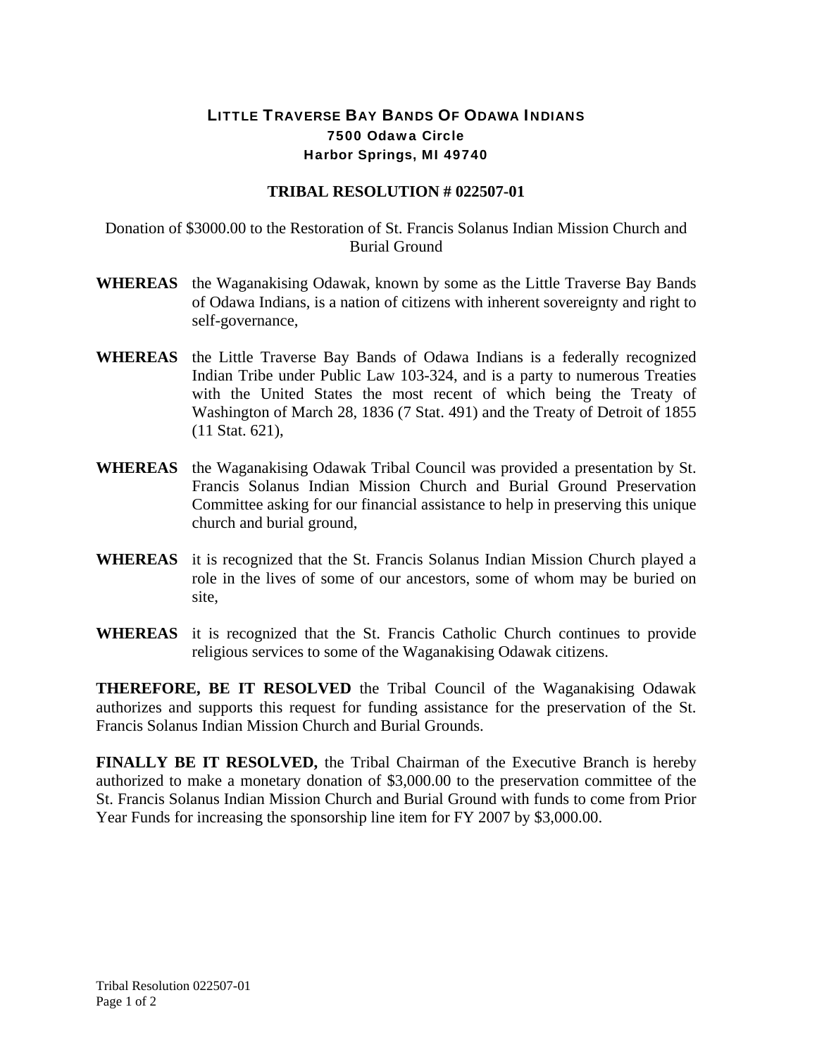# LITTLE TRAVERSE BAY BANDS OF ODAWA INDIANS

**7500 Odawa Circle**
**Harbor Springs, MI 49740**

## TRIBAL RESOLUTION # 022507-01

Donation of $3000.00 to the Restoration of St. Francis Solanus Indian Mission Church and Burial Ground

**WHEREAS** the Waganakising Odawak, known by some as the Little Traverse Bay Bands of Odawa Indians, is a nation of citizens with inherent sovereignty and right to self-governance,

**WHEREAS** the Little Traverse Bay Bands of Odawa Indians is a federally recognized Indian Tribe under Public Law 103-324, and is a party to numerous Treaties with the United States the most recent of which being the Treaty of Washington of March 28, 1836 (7 Stat. 491) and the Treaty of Detroit of 1855 (11 Stat. 621),

**WHEREAS** the Waganakising Odawak Tribal Council was provided a presentation by St. Francis Solanus Indian Mission Church and Burial Ground Preservation Committee asking for our financial assistance to help in preserving this unique church and burial ground,

**WHEREAS** it is recognized that the St. Francis Solanus Indian Mission Church played a role in the lives of some of our ancestors, some of whom may be buried on site,

**WHEREAS** it is recognized that the St. Francis Catholic Church continues to provide religious services to some of the Waganakising Odawak citizens.

**THEREFORE, BE IT RESOLVED** the Tribal Council of the Waganakising Odawak authorizes and supports this request for funding assistance for the preservation of the St. Francis Solanus Indian Mission Church and Burial Grounds.

**FINALLY BE IT RESOLVED,** the Tribal Chairman of the Executive Branch is hereby authorized to make a monetary donation of $3,000.00 to the preservation committee of the St. Francis Solanus Indian Mission Church and Burial Ground with funds to come from Prior Year Funds for increasing the sponsorship line item for FY 2007 by $3,000.00.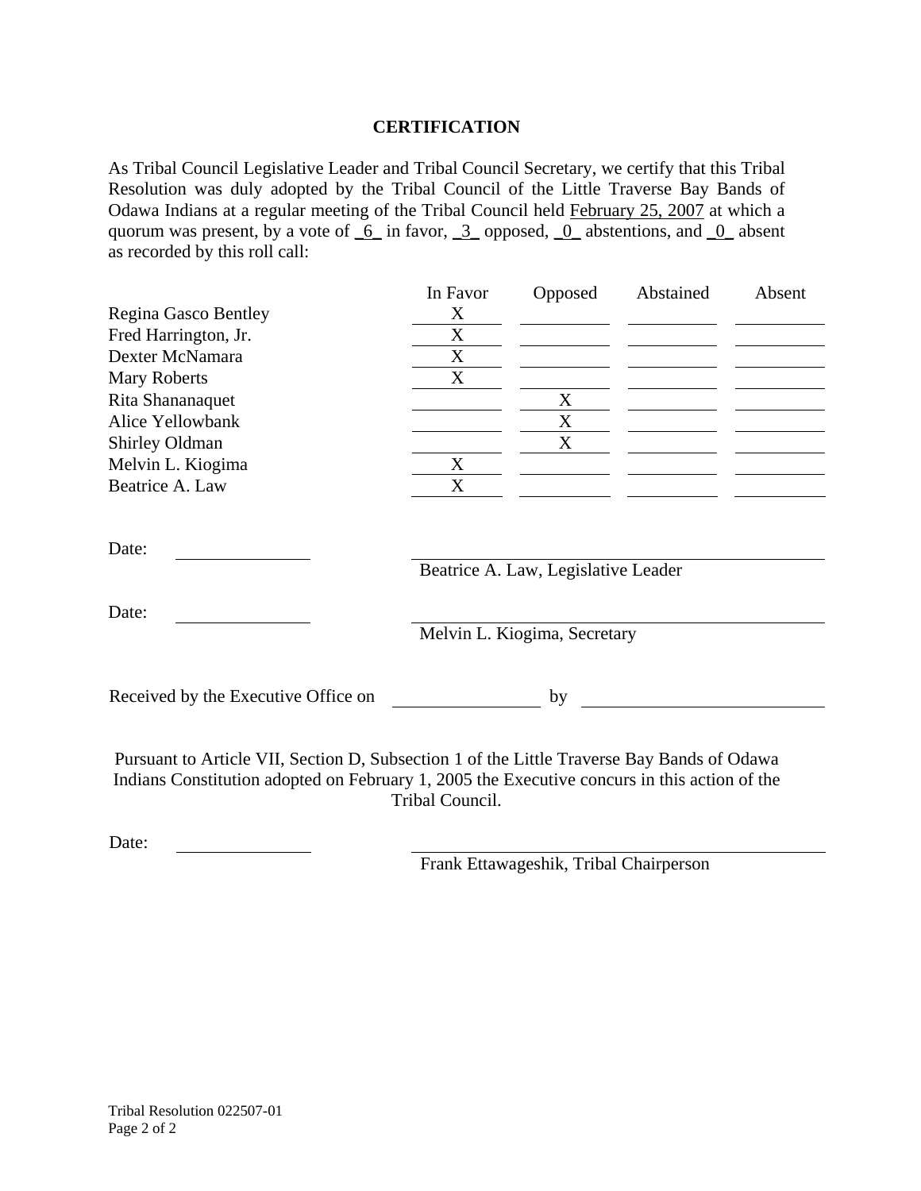## CERTIFICATION

As Tribal Council Legislative Leader and Tribal Council Secretary, we certify that this Tribal Resolution was duly adopted by the Tribal Council of the Little Traverse Bay Bands of Odawa Indians at a regular meeting of the Tribal Council held February 25, 2007 at which a quorum was present, by a vote of _6_ in favor, _3_ opposed, _0_ abstentions, and _0_ absent as recorded by this roll call:

| | In Favor | Opposed | Abstained | Absent |
|---|---|---|---|---|
| Regina Gasco Bentley | X | | | |
| Fred Harrington, Jr. | X | | | |
| Dexter McNamara | X | | | |
| Mary Roberts | X | | | |
| Rita Shananaquet | | X | | |
| Alice Yellowbank | | X | | |
| Shirley Oldman | | X | | |
| Melvin L. Kiogima | X | | | |
| Beatrice A. Law | X | | | |

Date: ______________ ______________________________
Beatrice A. Law, Legislative Leader

Date: ______________ ______________________________
Melvin L. Kiogima, Secretary

Received by the Executive Office on ______________ by ______________________

Pursuant to Article VII, Section D, Subsection 1 of the Little Traverse Bay Bands of Odawa Indians Constitution adopted on February 1, 2005 the Executive concurs in this action of the Tribal Council.

Date: ______________ ______________________________
Frank Ettawageshik, Tribal Chairperson

Tribal Resolution 022507-01